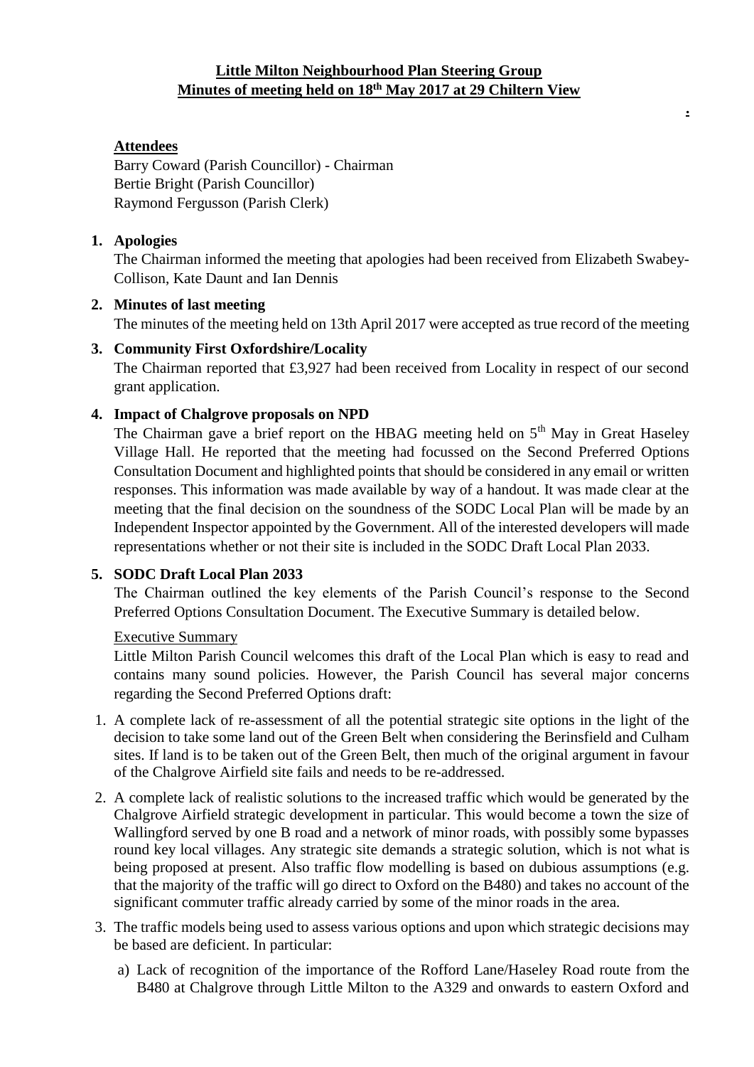# **Little Milton Neighbourhood Plan Steering Group**
## **Minutes of meeting held on 18th May 2017 at 29 Chiltern View**

### **Attendees**

Barry Coward (Parish Councillor) - Chairman
Bertie Bright (Parish Councillor)
Raymond Fergusson (Parish Clerk)

**1. Apologies**

The Chairman informed the meeting that apologies had been received from Elizabeth Swabey-Collison, Kate Daunt and Ian Dennis

**2. Minutes of last meeting**

The minutes of the meeting held on 13th April 2017 were accepted as true record of the meeting

**3. Community First Oxfordshire/Locality**

The Chairman reported that £3,927 had been received from Locality in respect of our second grant application.

**4. Impact of Chalgrove proposals on NPD**

The Chairman gave a brief report on the HBAG meeting held on 5th May in Great Haseley Village Hall. He reported that the meeting had focussed on the Second Preferred Options Consultation Document and highlighted points that should be considered in any email or written responses. This information was made available by way of a handout. It was made clear at the meeting that the final decision on the soundness of the SODC Local Plan will be made by an Independent Inspector appointed by the Government. All of the interested developers will made representations whether or not their site is included in the SODC Draft Local Plan 2033.

**5. SODC Draft Local Plan 2033**

The Chairman outlined the key elements of the Parish Council's response to the Second Preferred Options Consultation Document. The Executive Summary is detailed below.

Executive Summary

Little Milton Parish Council welcomes this draft of the Local Plan which is easy to read and contains many sound policies. However, the Parish Council has several major concerns regarding the Second Preferred Options draft:

1. A complete lack of re-assessment of all the potential strategic site options in the light of the decision to take some land out of the Green Belt when considering the Berinsfield and Culham sites. If land is to be taken out of the Green Belt, then much of the original argument in favour of the Chalgrove Airfield site fails and needs to be re-addressed.
2. A complete lack of realistic solutions to the increased traffic which would be generated by the Chalgrove Airfield strategic development in particular. This would become a town the size of Wallingford served by one B road and a network of minor roads, with possibly some bypasses round key local villages. Any strategic site demands a strategic solution, which is not what is being proposed at present. Also traffic flow modelling is based on dubious assumptions (e.g. that the majority of the traffic will go direct to Oxford on the B480) and takes no account of the significant commuter traffic already carried by some of the minor roads in the area.
3. The traffic models being used to assess various options and upon which strategic decisions may be based are deficient. In particular:
   a) Lack of recognition of the importance of the Rofford Lane/Haseley Road route from the B480 at Chalgrove through Little Milton to the A329 and onwards to eastern Oxford and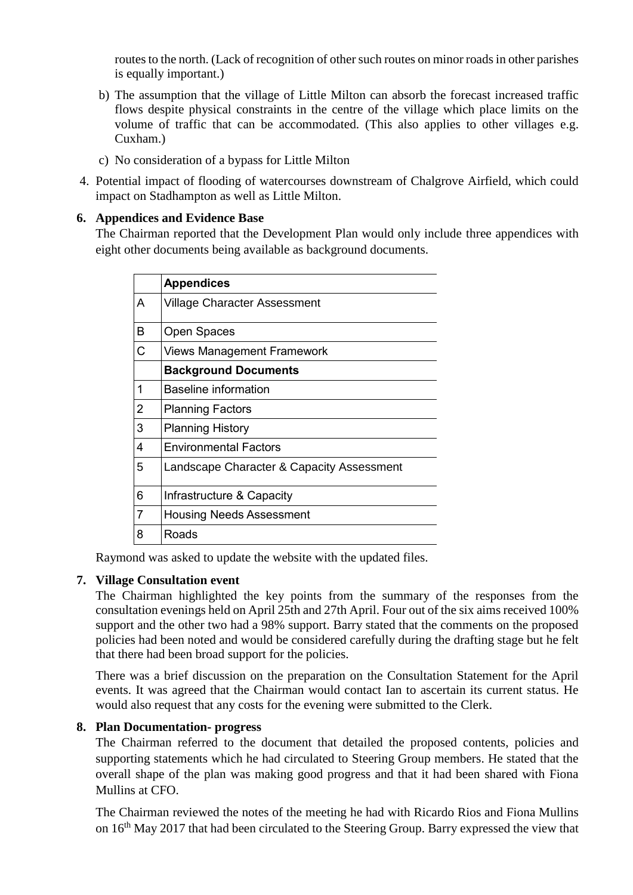routes to the north. (Lack of recognition of other such routes on minor roads in other parishes is equally important.)

b) The assumption that the village of Little Milton can absorb the forecast increased traffic flows despite physical constraints in the centre of the village which place limits on the volume of traffic that can be accommodated. (This also applies to other villages e.g. Cuxham.)

c) No consideration of a bypass for Little Milton

4. Potential impact of flooding of watercourses downstream of Chalgrove Airfield, which could impact on Stadhampton as well as Little Milton.

**6. Appendices and Evidence Base**

The Chairman reported that the Development Plan would only include three appendices with eight other documents being available as background documents.

| | **Appendices** |
|---|---|
| A | Village Character Assessment |
| B | Open Spaces |
| C | Views Management Framework |
| | **Background Documents** |
| 1 | Baseline information |
| 2 | Planning Factors |
| 3 | Planning History |
| 4 | Environmental Factors |
| 5 | Landscape Character & Capacity Assessment |
| 6 | Infrastructure & Capacity |
| 7 | Housing Needs Assessment |
| 8 | Roads |

Raymond was asked to update the website with the updated files.

**7. Village Consultation event**

The Chairman highlighted the key points from the summary of the responses from the consultation evenings held on April 25th and 27th April. Four out of the six aims received 100% support and the other two had a 98% support. Barry stated that the comments on the proposed policies had been noted and would be considered carefully during the drafting stage but he felt that there had been broad support for the policies.

There was a brief discussion on the preparation on the Consultation Statement for the April events. It was agreed that the Chairman would contact Ian to ascertain its current status. He would also request that any costs for the evening were submitted to the Clerk.

**8. Plan Documentation- progress**

The Chairman referred to the document that detailed the proposed contents, policies and supporting statements which he had circulated to Steering Group members. He stated that the overall shape of the plan was making good progress and that it had been shared with Fiona Mullins at CFO.

The Chairman reviewed the notes of the meeting he had with Ricardo Rios and Fiona Mullins on 16th May 2017 that had been circulated to the Steering Group. Barry expressed the view that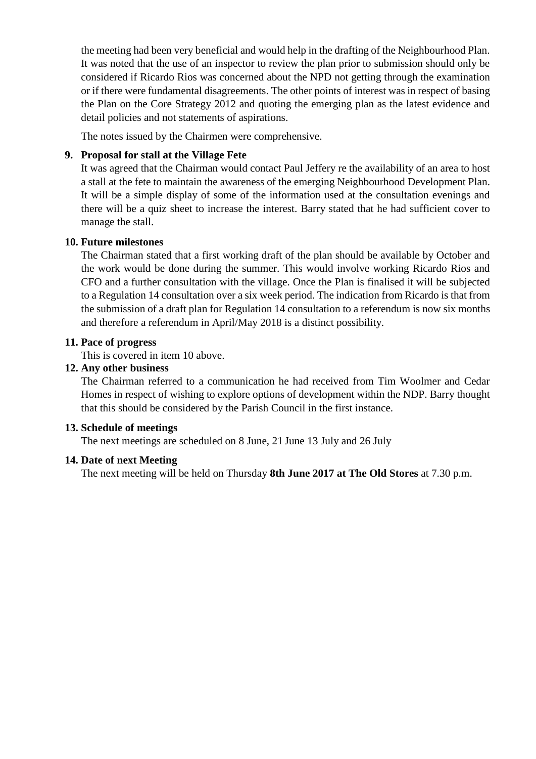the meeting had been very beneficial and would help in the drafting of the Neighbourhood Plan. It was noted that the use of an inspector to review the plan prior to submission should only be considered if Ricardo Rios was concerned about the NPD not getting through the examination or if there were fundamental disagreements. The other points of interest was in respect of basing the Plan on the Core Strategy 2012 and quoting the emerging plan as the latest evidence and detail policies and not statements of aspirations.

The notes issued by the Chairmen were comprehensive.

**9. Proposal for stall at the Village Fete**

It was agreed that the Chairman would contact Paul Jeffery re the availability of an area to host a stall at the fete to maintain the awareness of the emerging Neighbourhood Development Plan. It will be a simple display of some of the information used at the consultation evenings and there will be a quiz sheet to increase the interest. Barry stated that he had sufficient cover to manage the stall.

**10. Future milestones**

The Chairman stated that a first working draft of the plan should be available by October and the work would be done during the summer. This would involve working Ricardo Rios and CFO and a further consultation with the village. Once the Plan is finalised it will be subjected to a Regulation 14 consultation over a six week period. The indication from Ricardo is that from the submission of a draft plan for Regulation 14 consultation to a referendum is now six months and therefore a referendum in April/May 2018 is a distinct possibility.

**11. Pace of progress**

This is covered in item 10 above.

**12. Any other business**

The Chairman referred to a communication he had received from Tim Woolmer and Cedar Homes in respect of wishing to explore options of development within the NDP. Barry thought that this should be considered by the Parish Council in the first instance.

**13. Schedule of meetings**

The next meetings are scheduled on 8 June, 21 June 13 July and 26 July

**14. Date of next Meeting**

The next meeting will be held on Thursday **8th June 2017 at The Old Stores** at 7.30 p.m.